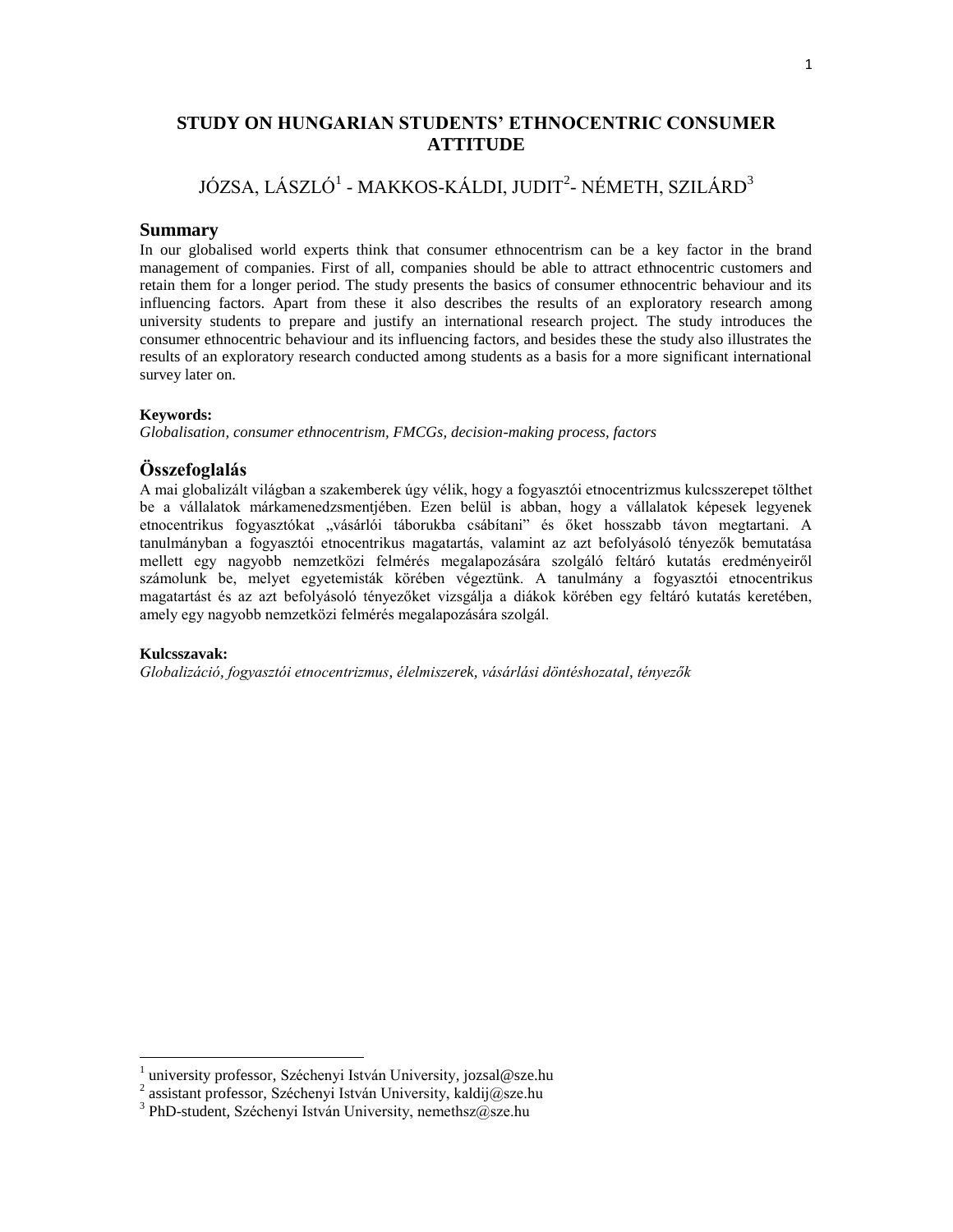# STUDY ON HUNGARIAN STUDENTS' ETHNOCENTRIC CONSUMER ATTITUDE

JÓZSA, LÁSZLÓ[1] - MAKKOS-KÁLDI, JUDIT[2]- NÉMETH, SZILÁRD[3]

## Summary

In our globalised world experts think that consumer ethnocentrism can be a key factor in the brand management of companies. First of all, companies should be able to attract ethnocentric customers and retain them for a longer period. The study presents the basics of consumer ethnocentric behaviour and its influencing factors. Apart from these it also describes the results of an exploratory research among university students to prepare and justify an international research project. The study introduces the consumer ethnocentric behaviour and its influencing factors, and besides these the study also illustrates the results of an exploratory research conducted among students as a basis for a more significant international survey later on.

**Keywords:**

*Globalisation, consumer ethnocentrism, FMCGs, decision-making process, factors*

## Összefoglalás

A mai globalizált világban a szakemberek úgy vélik, hogy a fogyasztói etnocentrizmus kulcsszerepet tölthet be a vállalatok márkamenedzsmentjében. Ezen belül is abban, hogy a vállalatok képesek legyenek etnocentrikus fogyasztókat „vásárlói táborukba csábítani" és őket hosszabb távon megtartani. A tanulmányban a fogyasztói etnocentrikus magatartás, valamint az azt befolyásoló tényezők bemutatása mellett egy nagyobb nemzetközi felmérés megalapozására szolgáló feltáró kutatás eredményeiről számolunk be, melyet egyetemisták körében végeztünk. A tanulmány a fogyasztói etnocentrikus magatartást és az azt befolyásoló tényezőket vizsgálja a diákok körében egy feltáró kutatás keretében, amely egy nagyobb nemzetközi felmérés megalapozására szolgál.

**Kulcsszavak:**

*Globalizáció, fogyasztói etnocentrizmus, élelmiszerek, vásárlási döntéshozatal, tényezők*

---

[1] university professor, Széchenyi István University, jozsal@sze.hu
[2] assistant professor, Széchenyi István University, kaldij@sze.hu
[3] PhD-student, Széchenyi István University, nemethsz@sze.hu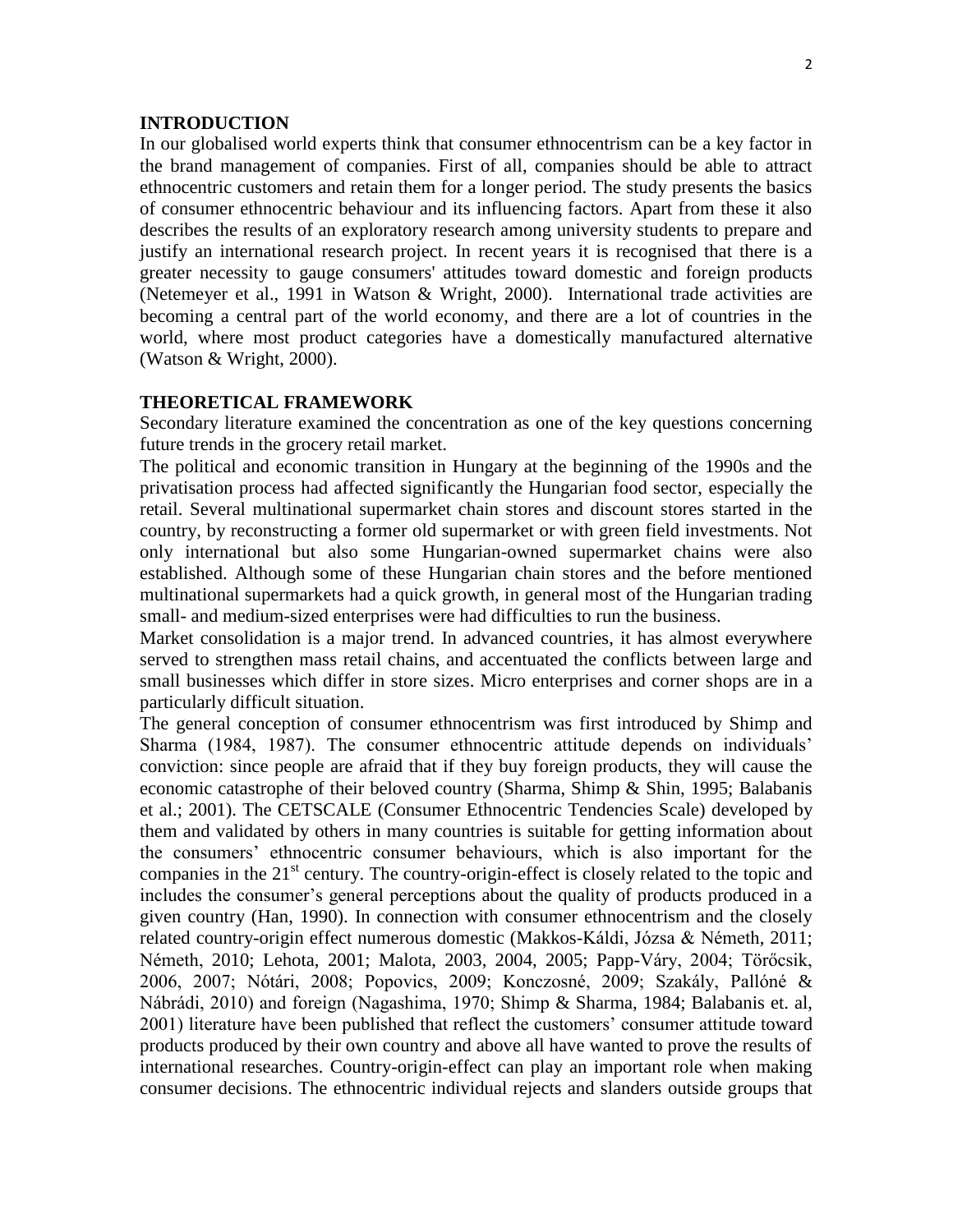## INTRODUCTION

In our globalised world experts think that consumer ethnocentrism can be a key factor in the brand management of companies. First of all, companies should be able to attract ethnocentric customers and retain them for a longer period. The study presents the basics of consumer ethnocentric behaviour and its influencing factors. Apart from these it also describes the results of an exploratory research among university students to prepare and justify an international research project. In recent years it is recognised that there is a greater necessity to gauge consumers' attitudes toward domestic and foreign products (Netemeyer et al., 1991 in Watson & Wright, 2000). International trade activities are becoming a central part of the world economy, and there are a lot of countries in the world, where most product categories have a domestically manufactured alternative (Watson & Wright, 2000).

## THEORETICAL FRAMEWORK

Secondary literature examined the concentration as one of the key questions concerning future trends in the grocery retail market.

The political and economic transition in Hungary at the beginning of the 1990s and the privatisation process had affected significantly the Hungarian food sector, especially the retail. Several multinational supermarket chain stores and discount stores started in the country, by reconstructing a former old supermarket or with green field investments. Not only international but also some Hungarian-owned supermarket chains were also established. Although some of these Hungarian chain stores and the before mentioned multinational supermarkets had a quick growth, in general most of the Hungarian trading small- and medium-sized enterprises were had difficulties to run the business.

Market consolidation is a major trend. In advanced countries, it has almost everywhere served to strengthen mass retail chains, and accentuated the conflicts between large and small businesses which differ in store sizes. Micro enterprises and corner shops are in a particularly difficult situation.

The general conception of consumer ethnocentrism was first introduced by Shimp and Sharma (1984, 1987). The consumer ethnocentric attitude depends on individuals' conviction: since people are afraid that if they buy foreign products, they will cause the economic catastrophe of their beloved country (Sharma, Shimp & Shin, 1995; Balabanis et al.; 2001). The CETSCALE (Consumer Ethnocentric Tendencies Scale) developed by them and validated by others in many countries is suitable for getting information about the consumers' ethnocentric consumer behaviours, which is also important for the companies in the 21st century. The country-origin-effect is closely related to the topic and includes the consumer's general perceptions about the quality of products produced in a given country (Han, 1990). In connection with consumer ethnocentrism and the closely related country-origin effect numerous domestic (Makkos-Káldi, Józsa & Németh, 2011; Németh, 2010; Lehota, 2001; Malota, 2003, 2004, 2005; Papp-Váry, 2004; Törőcsik, 2006, 2007; Nótári, 2008; Popovics, 2009; Konczosné, 2009; Szakály, Pallóné & Nábrádi, 2010) and foreign (Nagashima, 1970; Shimp & Sharma, 1984; Balabanis et. al, 2001) literature have been published that reflect the customers' consumer attitude toward products produced by their own country and above all have wanted to prove the results of international researches. Country-origin-effect can play an important role when making consumer decisions. The ethnocentric individual rejects and slanders outside groups that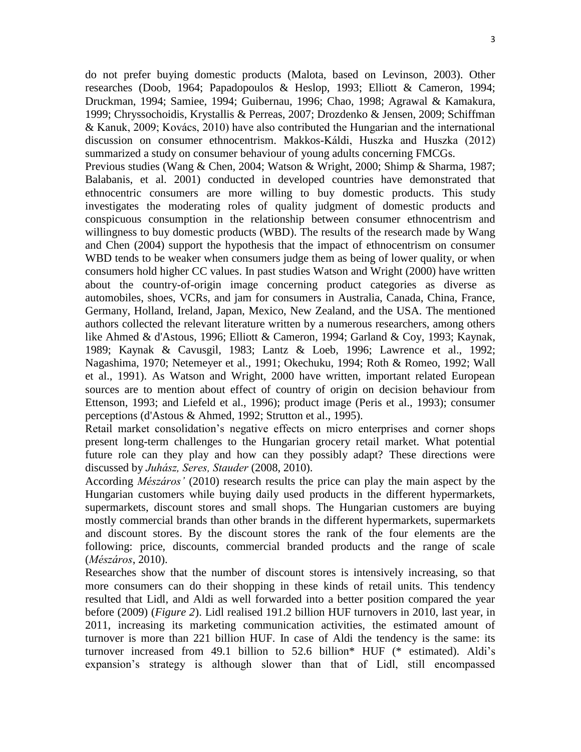do not prefer buying domestic products (Malota, based on Levinson, 2003). Other researches (Doob, 1964; Papadopoulos & Heslop, 1993; Elliott & Cameron, 1994; Druckman, 1994; Samiee, 1994; Guibernau, 1996; Chao, 1998; Agrawal & Kamakura, 1999; Chryssochoidis, Krystallis & Perreas, 2007; Drozdenko & Jensen, 2009; Schiffman & Kanuk, 2009; Kovács, 2010) have also contributed the Hungarian and the international discussion on consumer ethnocentrism. Makkos-Káldi, Huszka and Huszka (2012) summarized a study on consumer behaviour of young adults concerning FMCGs.

Previous studies (Wang & Chen, 2004; Watson & Wright, 2000; Shimp & Sharma, 1987; Balabanis, et al. 2001) conducted in developed countries have demonstrated that ethnocentric consumers are more willing to buy domestic products. This study investigates the moderating roles of quality judgment of domestic products and conspicuous consumption in the relationship between consumer ethnocentrism and willingness to buy domestic products (WBD). The results of the research made by Wang and Chen (2004) support the hypothesis that the impact of ethnocentrism on consumer WBD tends to be weaker when consumers judge them as being of lower quality, or when consumers hold higher CC values. In past studies Watson and Wright (2000) have written about the country-of-origin image concerning product categories as diverse as automobiles, shoes, VCRs, and jam for consumers in Australia, Canada, China, France, Germany, Holland, Ireland, Japan, Mexico, New Zealand, and the USA. The mentioned authors collected the relevant literature written by a numerous researchers, among others like Ahmed & d'Astous, 1996; Elliott & Cameron, 1994; Garland & Coy, 1993; Kaynak, 1989; Kaynak & Cavusgil, 1983; Lantz & Loeb, 1996; Lawrence et al., 1992; Nagashima, 1970; Netemeyer et al., 1991; Okechuku, 1994; Roth & Romeo, 1992; Wall et al., 1991). As Watson and Wright, 2000 have written, important related European sources are to mention about effect of country of origin on decision behaviour from Ettenson, 1993; and Liefeld et al., 1996); product image (Peris et al., 1993); consumer perceptions (d'Astous & Ahmed, 1992; Strutton et al., 1995).

Retail market consolidation's negative effects on micro enterprises and corner shops present long-term challenges to the Hungarian grocery retail market. What potential future role can they play and how can they possibly adapt? These directions were discussed by *Juhász, Seres, Stauder* (2008, 2010).

According *Mészáros'* (2010) research results the price can play the main aspect by the Hungarian customers while buying daily used products in the different hypermarkets, supermarkets, discount stores and small shops. The Hungarian customers are buying mostly commercial brands than other brands in the different hypermarkets, supermarkets and discount stores. By the discount stores the rank of the four elements are the following: price, discounts, commercial branded products and the range of scale (*Mészáros*, 2010).

Researches show that the number of discount stores is intensively increasing, so that more consumers can do their shopping in these kinds of retail units. This tendency resulted that Lidl, and Aldi as well forwarded into a better position compared the year before (2009) (*Figure 2*). Lidl realised 191.2 billion HUF turnovers in 2010, last year, in 2011, increasing its marketing communication activities, the estimated amount of turnover is more than 221 billion HUF. In case of Aldi the tendency is the same: its turnover increased from 49.1 billion to 52.6 billion* HUF (* estimated). Aldi's expansion's strategy is although slower than that of Lidl, still encompassed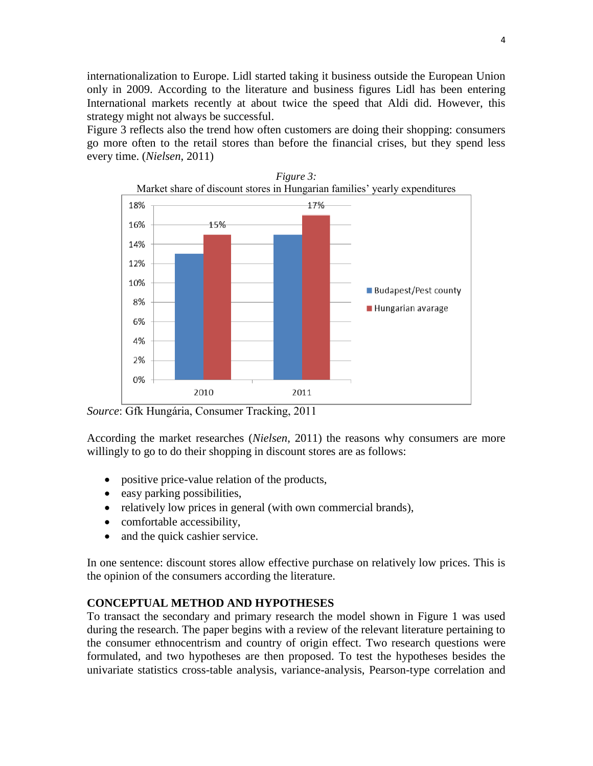internationalization to Europe. Lidl started taking it business outside the European Union only in 2009. According to the literature and business figures Lidl has been entering International markets recently at about twice the speed that Aldi did. However, this strategy might not always be successful.

Figure 3 reflects also the trend how often customers are doing their shopping: consumers go more often to the retail stores than before the financial crises, but they spend less every time. (*Nielsen*, 2011)

*Figure 3:*
Market share of discount stores in Hungarian families' yearly expenditures

*Source*: Gfk Hungária, Consumer Tracking, 2011

According the market researches (*Nielsen*, 2011) the reasons why consumers are more willingly to go to do their shopping in discount stores are as follows:

- positive price-value relation of the products,
- easy parking possibilities,
- relatively low prices in general (with own commercial brands),
- comfortable accessibility,
- and the quick cashier service.

In one sentence: discount stores allow effective purchase on relatively low prices. This is the opinion of the consumers according the literature.

## CONCEPTUAL METHOD AND HYPOTHESES

To transact the secondary and primary research the model shown in Figure 1 was used during the research. The paper begins with a review of the relevant literature pertaining to the consumer ethnocentrism and country of origin effect. Two research questions were formulated, and two hypotheses are then proposed. To test the hypotheses besides the univariate statistics cross-table analysis, variance-analysis, Pearson-type correlation and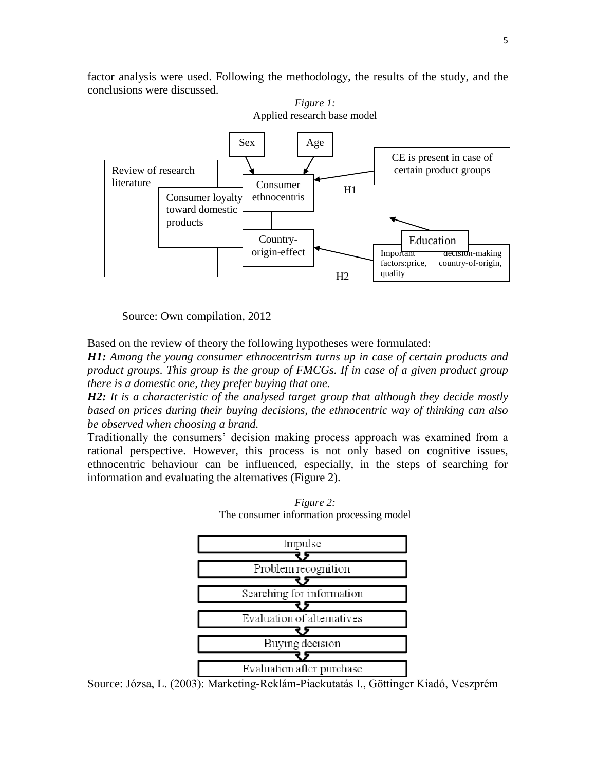factor analysis were used. Following the methodology, the results of the study, and the conclusions were discussed.

*Figure 1:*
Applied research base model

Source: Own compilation, 2012

Based on the review of theory the following hypotheses were formulated:

***H1:*** *Among the young consumer ethnocentrism turns up in case of certain products and product groups. This group is the group of FMCGs. If in case of a given product group there is a domestic one, they prefer buying that one.*

***H2:*** *It is a characteristic of the analysed target group that although they decide mostly based on prices during their buying decisions, the ethnocentric way of thinking can also be observed when choosing a brand.*

Traditionally the consumers' decision making process approach was examined from a rational perspective. However, this process is not only based on cognitive issues, ethnocentric behaviour can be influenced, especially, in the steps of searching for information and evaluating the alternatives (Figure 2).

*Figure 2:*
The consumer information processing model

Source: Józsa, L. (2003): Marketing-Reklám-Piackutatás I., Göttinger Kiadó, Veszprém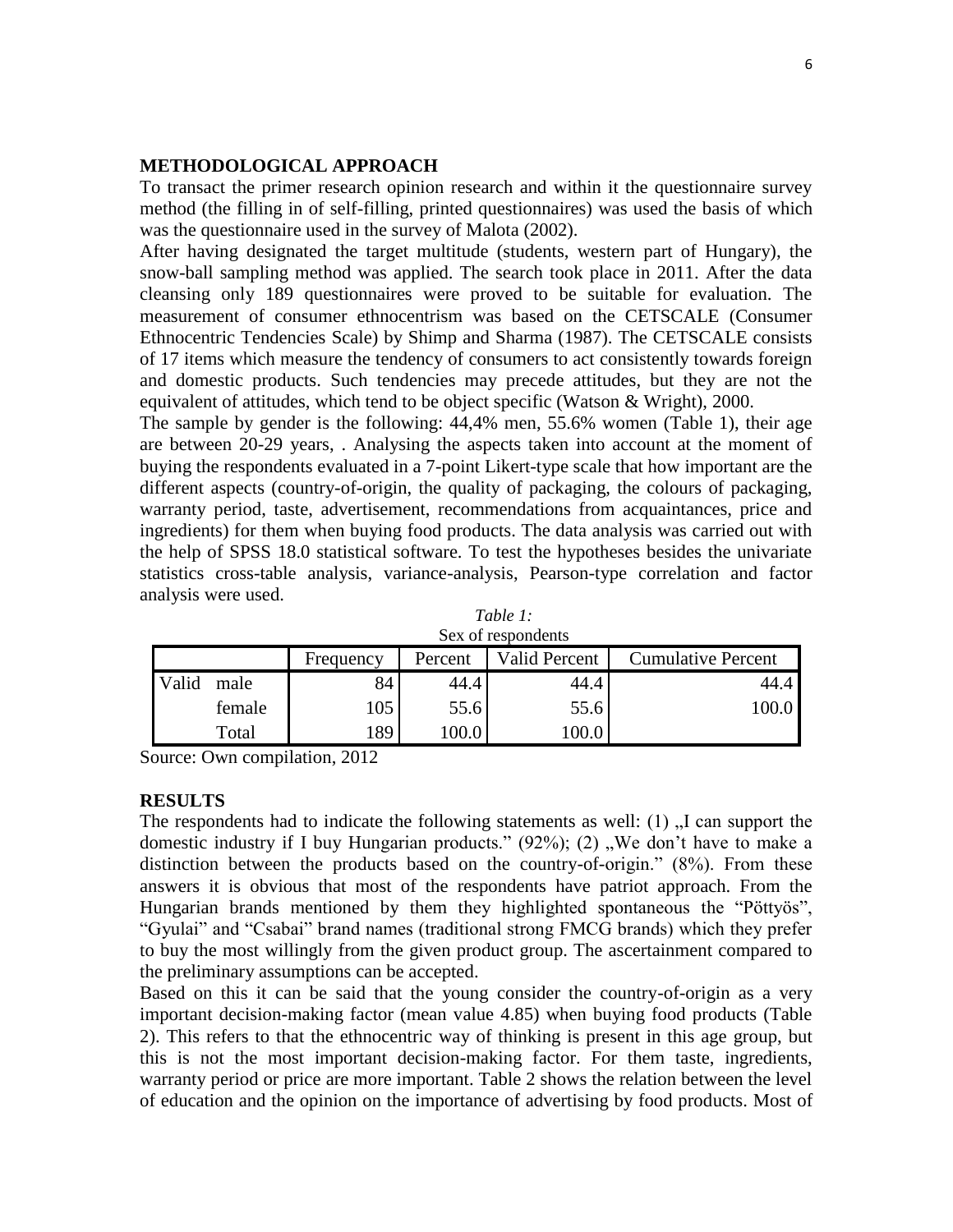## METHODOLOGICAL APPROACH

To transact the primer research opinion research and within it the questionnaire survey method (the filling in of self-filling, printed questionnaires) was used the basis of which was the questionnaire used in the survey of Malota (2002).

After having designated the target multitude (students, western part of Hungary), the snow-ball sampling method was applied. The search took place in 2011. After the data cleansing only 189 questionnaires were proved to be suitable for evaluation. The measurement of consumer ethnocentrism was based on the CETSCALE (Consumer Ethnocentric Tendencies Scale) by Shimp and Sharma (1987). The CETSCALE consists of 17 items which measure the tendency of consumers to act consistently towards foreign and domestic products. Such tendencies may precede attitudes, but they are not the equivalent of attitudes, which tend to be object specific (Watson & Wright), 2000.

The sample by gender is the following: 44,4% men, 55.6% women (Table 1), their age are between 20-29 years, . Analysing the aspects taken into account at the moment of buying the respondents evaluated in a 7-point Likert-type scale that how important are the different aspects (country-of-origin, the quality of packaging, the colours of packaging, warranty period, taste, advertisement, recommendations from acquaintances, price and ingredients) for them when buying food products. The data analysis was carried out with the help of SPSS 18.0 statistical software. To test the hypotheses besides the univariate statistics cross-table analysis, variance-analysis, Pearson-type correlation and factor analysis were used.

*Table 1:*
Sex of respondents

| | | Frequency | Percent | Valid Percent | Cumulative Percent |
|---|---|---|---|---|---|
| Valid | male | 84 | 44.4 | 44.4 | 44.4 |
| | female | 105 | 55.6 | 55.6 | 100.0 |
| | Total | 189 | 100.0 | 100.0 | |

Source: Own compilation, 2012

## RESULTS

The respondents had to indicate the following statements as well: (1) „I can support the domestic industry if I buy Hungarian products." (92%); (2) „We don't have to make a distinction between the products based on the country-of-origin." (8%). From these answers it is obvious that most of the respondents have patriot approach. From the Hungarian brands mentioned by them they highlighted spontaneous the "Pöttyös", "Gyulai" and "Csabai" brand names (traditional strong FMCG brands) which they prefer to buy the most willingly from the given product group. The ascertainment compared to the preliminary assumptions can be accepted.

Based on this it can be said that the young consider the country-of-origin as a very important decision-making factor (mean value 4.85) when buying food products (Table 2). This refers to that the ethnocentric way of thinking is present in this age group, but this is not the most important decision-making factor. For them taste, ingredients, warranty period or price are more important. Table 2 shows the relation between the level of education and the opinion on the importance of advertising by food products. Most of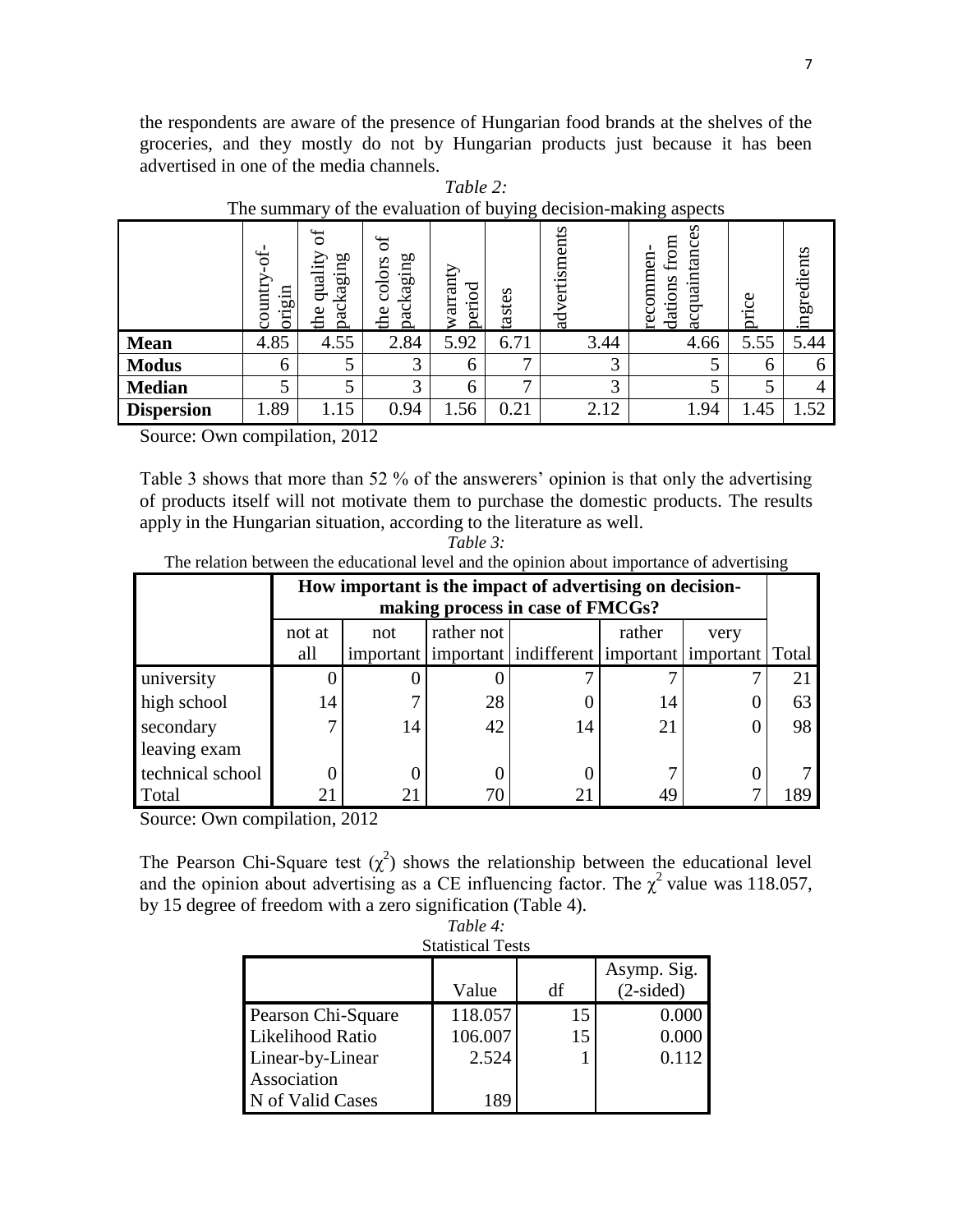the respondents are aware of the presence of Hungarian food brands at the shelves of the groceries, and they mostly do not by Hungarian products just because it has been advertised in one of the media channels.

*Table 2:*
The summary of the evaluation of buying decision-making aspects

| | country-of-origin | the quality of packaging | the colors of packaging | warranty period | tastes | advertisments | recommen-dations from acquaintances | price | ingredients |
|---|---|---|---|---|---|---|---|---|---|
| **Mean** | 4.85 | 4.55 | 2.84 | 5.92 | 6.71 | 3.44 | 4.66 | 5.55 | 5.44 |
| **Modus** | 6 | 5 | 3 | 6 | 7 | 3 | 5 | 6 | 6 |
| **Median** | 5 | 5 | 3 | 6 | 7 | 3 | 5 | 5 | 4 |
| **Dispersion** | 1.89 | 1.15 | 0.94 | 1.56 | 0.21 | 2.12 | 1.94 | 1.45 | 1.52 |

Source: Own compilation, 2012

Table 3 shows that more than 52 % of the answerers' opinion is that only the advertising of products itself will not motivate them to purchase the domestic products. The results apply in the Hungarian situation, according to the literature as well.

*Table 3:*
The relation between the educational level and the opinion about importance of advertising

| | **How important is the impact of advertising on decision-making process in case of FMCGs?** | | | | | | |
|---|---|---|---|---|---|---|---|
| | not at all | not important | rather not important | indifferent | rather important | very important | Total |
| university | 0 | 0 | 0 | 7 | 7 | 7 | 21 |
| high school | 14 | 7 | 28 | 0 | 14 | 0 | 63 |
| secondary leaving exam | 7 | 14 | 42 | 14 | 21 | 0 | 98 |
| technical school | 0 | 0 | 0 | 0 | 7 | 0 | 7 |
| Total | 21 | 21 | 70 | 21 | 49 | 7 | 189 |

Source: Own compilation, 2012

The Pearson Chi-Square test ($\chi^2$) shows the relationship between the educational level and the opinion about advertising as a CE influencing factor. The $\chi^2$ value was 118.057, by 15 degree of freedom with a zero signification (Table 4).

*Table 4:*
Statistical Tests

| | Value | df | Asymp. Sig. (2-sided) |
|---|---|---|---|
| Pearson Chi-Square | 118.057 | 15 | 0.000 |
| Likelihood Ratio | 106.007 | 15 | 0.000 |
| Linear-by-Linear Association | 2.524 | 1 | 0.112 |
| N of Valid Cases | 189 | | |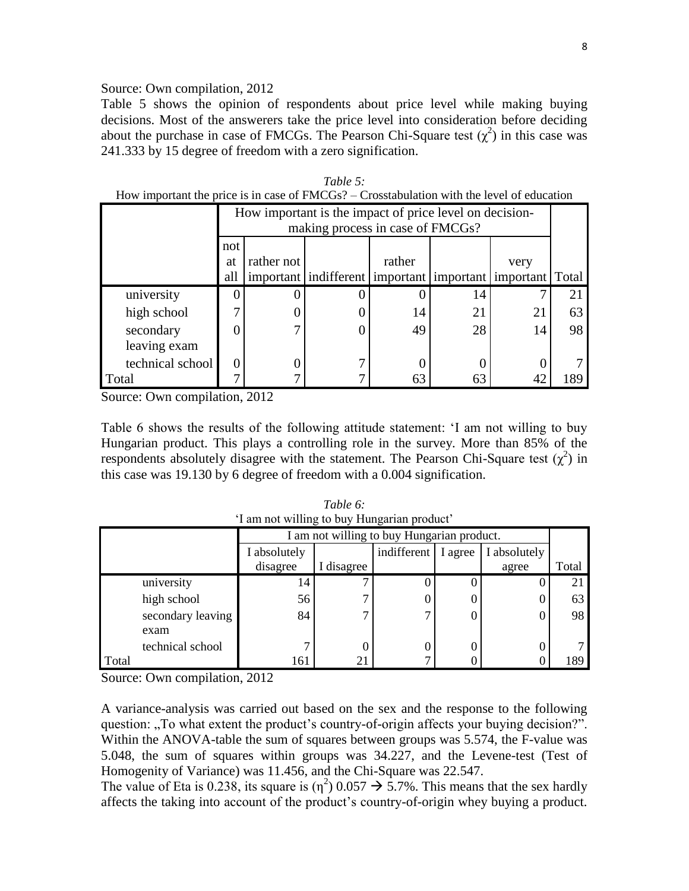Source: Own compilation, 2012

Table 5 shows the opinion of respondents about price level while making buying decisions. Most of the answerers take the price level into consideration before deciding about the purchase in case of FMCGs. The Pearson Chi-Square test ($\chi^2$) in this case was 241.333 by 15 degree of freedom with a zero signification.

*Table 5:*
How important the price is in case of FMCGs? – Crosstabulation with the level of education

| | How important is the impact of price level on decision-making process in case of FMCGs? | | | | | | |
|---|---|---|---|---|---|---|---|
| | not at all | rather not important | indifferent | rather important | important | very important | Total |
| university | 0 | 0 | 0 | 0 | 14 | 7 | 21 |
| high school | 7 | 0 | 0 | 14 | 21 | 21 | 63 |
| secondary leaving exam | 0 | 7 | 0 | 49 | 28 | 14 | 98 |
| technical school | 0 | 0 | 7 | 0 | 0 | 0 | 7 |
| Total | 7 | 7 | 7 | 63 | 63 | 42 | 189 |

Source: Own compilation, 2012

Table 6 shows the results of the following attitude statement: 'I am not willing to buy Hungarian product. This plays a controlling role in the survey. More than 85% of the respondents absolutely disagree with the statement. The Pearson Chi-Square test ($\chi^2$) in this case was 19.130 by 6 degree of freedom with a 0.004 signification.

*Table 6:*
'I am not willing to buy Hungarian product'

| | I am not willing to buy Hungarian product. | | | | | |
|---|---|---|---|---|---|---|
| | I absolutely disagree | I disagree | indifferent | I agree | I absolutely agree | Total |
| university | 14 | 7 | 0 | 0 | 0 | 21 |
| high school | 56 | 7 | 0 | 0 | 0 | 63 |
| secondary leaving exam | 84 | 7 | 7 | 0 | 0 | 98 |
| technical school | 7 | 0 | 0 | 0 | 0 | 7 |
| Total | 161 | 21 | 7 | 0 | 0 | 189 |

Source: Own compilation, 2012

A variance-analysis was carried out based on the sex and the response to the following question: „To what extent the product's country-of-origin affects your buying decision?". Within the ANOVA-table the sum of squares between groups was 5.574, the F-value was 5.048, the sum of squares within groups was 34.227, and the Levene-test (Test of Homogenity of Variance) was 11.456, and the Chi-Square was 22.547.

The value of Eta is 0.238, its square is ($\eta^2$) 0.057 → 5.7%. This means that the sex hardly affects the taking into account of the product's country-of-origin whey buying a product.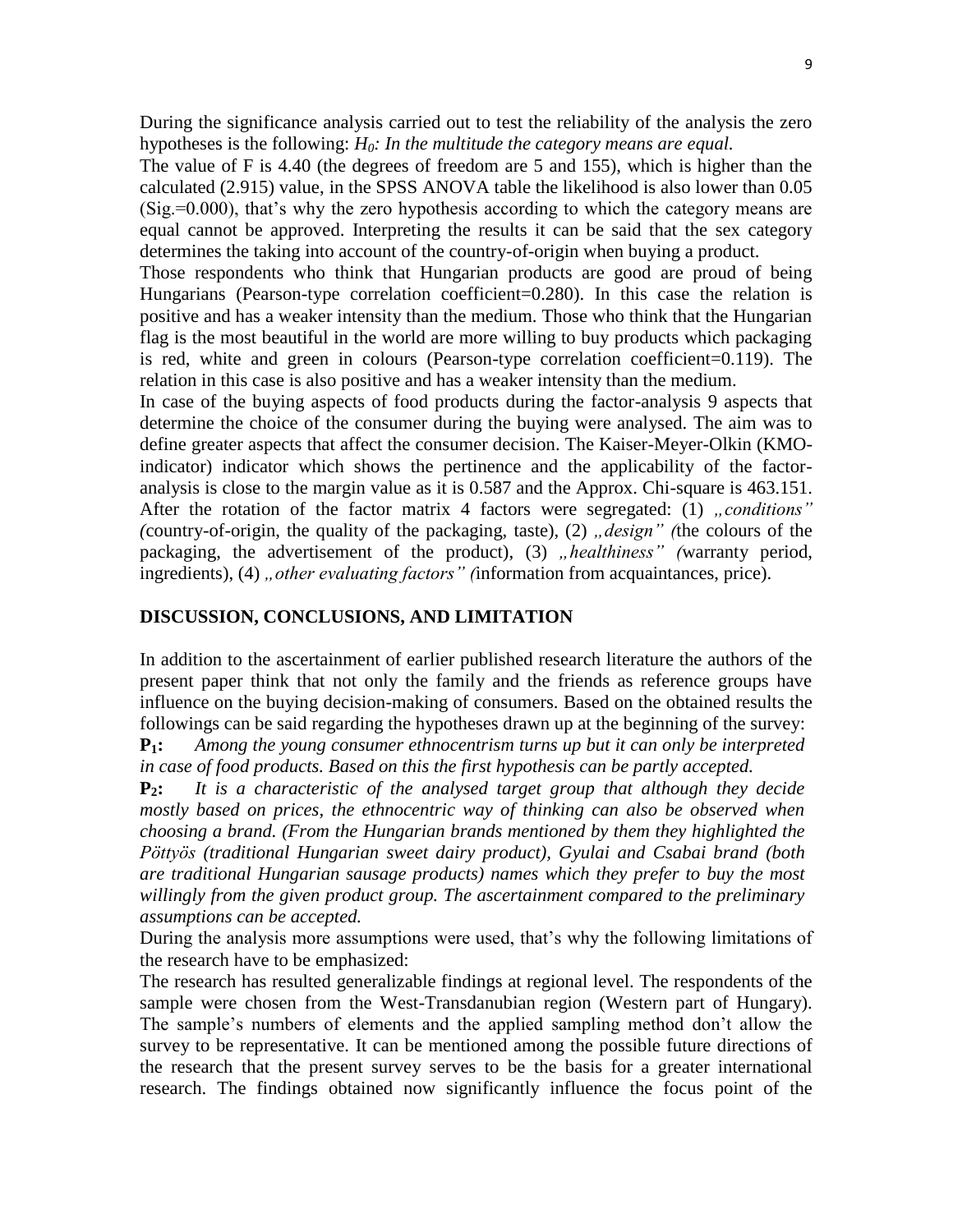During the significance analysis carried out to test the reliability of the analysis the zero hypotheses is the following: $H_0$: *In the multitude the category means are equal.*

The value of F is 4.40 (the degrees of freedom are 5 and 155), which is higher than the calculated (2.915) value, in the SPSS ANOVA table the likelihood is also lower than 0.05 (Sig.=0.000), that's why the zero hypothesis according to which the category means are equal cannot be approved. Interpreting the results it can be said that the sex category determines the taking into account of the country-of-origin when buying a product.

Those respondents who think that Hungarian products are good are proud of being Hungarians (Pearson-type correlation coefficient=0.280). In this case the relation is positive and has a weaker intensity than the medium. Those who think that the Hungarian flag is the most beautiful in the world are more willing to buy products which packaging is red, white and green in colours (Pearson-type correlation coefficient=0.119). The relation in this case is also positive and has a weaker intensity than the medium.

In case of the buying aspects of food products during the factor-analysis 9 aspects that determine the choice of the consumer during the buying were analysed. The aim was to define greater aspects that affect the consumer decision. The Kaiser-Meyer-Olkin (KMO-indicator) indicator which shows the pertinence and the applicability of the factor-analysis is close to the margin value as it is 0.587 and the Approx. Chi-square is 463.151. After the rotation of the factor matrix 4 factors were segregated: (1) *„conditions” (*country-of-origin, the quality of the packaging, taste), (2) *„design” (*the colours of the packaging, the advertisement of the product), (3) *„healthiness” (*warranty period, ingredients), (4) *„other evaluating factors” (*information from acquaintances, price).

## DISCUSSION, CONCLUSIONS, AND LIMITATION

In addition to the ascertainment of earlier published research literature the authors of the present paper think that not only the family and the friends as reference groups have influence on the buying decision-making of consumers. Based on the obtained results the followings can be said regarding the hypotheses drawn up at the beginning of the survey:

**$P_1$:** *Among the young consumer ethnocentrism turns up but it can only be interpreted in case of food products. Based on this the first hypothesis can be partly accepted.*

**$P_2$:** *It is a characteristic of the analysed target group that although they decide mostly based on prices, the ethnocentric way of thinking can also be observed when choosing a brand. (From the Hungarian brands mentioned by them they highlighted the Pöttyös (traditional Hungarian sweet dairy product), Gyulai and Csabai brand (both are traditional Hungarian sausage products) names which they prefer to buy the most willingly from the given product group. The ascertainment compared to the preliminary assumptions can be accepted.*

During the analysis more assumptions were used, that's why the following limitations of the research have to be emphasized:

The research has resulted generalizable findings at regional level. The respondents of the sample were chosen from the West-Transdanubian region (Western part of Hungary). The sample's numbers of elements and the applied sampling method don't allow the survey to be representative. It can be mentioned among the possible future directions of the research that the present survey serves to be the basis for a greater international research. The findings obtained now significantly influence the focus point of the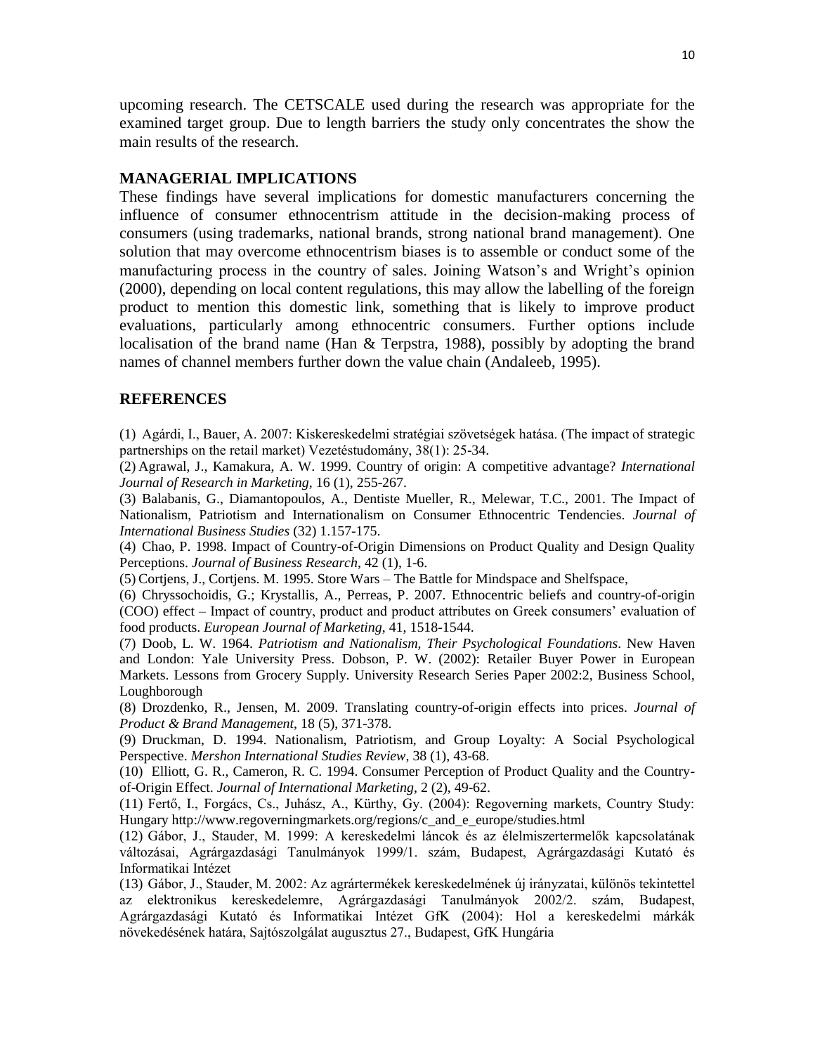upcoming research. The CETSCALE used during the research was appropriate for the examined target group. Due to length barriers the study only concentrates the show the main results of the research.

## MANAGERIAL IMPLICATIONS

These findings have several implications for domestic manufacturers concerning the influence of consumer ethnocentrism attitude in the decision-making process of consumers (using trademarks, national brands, strong national brand management). One solution that may overcome ethnocentrism biases is to assemble or conduct some of the manufacturing process in the country of sales. Joining Watson's and Wright's opinion (2000), depending on local content regulations, this may allow the labelling of the foreign product to mention this domestic link, something that is likely to improve product evaluations, particularly among ethnocentric consumers. Further options include localisation of the brand name (Han & Terpstra, 1988), possibly by adopting the brand names of channel members further down the value chain (Andaleeb, 1995).

## REFERENCES

(1) Agárdi, I., Bauer, A. 2007: Kiskereskedelmi stratégiai szövetségek hatása. (The impact of strategic partnerships on the retail market) Vezetéstudomány, 38(1): 25-34.

(2) Agrawal, J., Kamakura, A. W. 1999. Country of origin: A competitive advantage? *International Journal of Research in Marketing*, 16 (1), 255-267.

(3) Balabanis, G., Diamantopoulos, A., Dentiste Mueller, R., Melewar, T.C., 2001. The Impact of Nationalism, Patriotism and Internationalism on Consumer Ethnocentric Tendencies. *Journal of International Business Studies* (32) 1.157-175.

(4) Chao, P. 1998. Impact of Country-of-Origin Dimensions on Product Quality and Design Quality Perceptions. *Journal of Business Research*, 42 (1), 1-6.

(5) Cortjens, J., Cortjens. M. 1995. Store Wars – The Battle for Mindspace and Shelfspace,

(6) Chryssochoidis, G.; Krystallis, A., Perreas, P. 2007. Ethnocentric beliefs and country-of-origin (COO) effect – Impact of country, product and product attributes on Greek consumers' evaluation of food products. *European Journal of Marketing*, 41, 1518-1544.

(7) Doob, L. W. 1964. *Patriotism and Nationalism, Their Psychological Foundations*. New Haven and London: Yale University Press. Dobson, P. W. (2002): Retailer Buyer Power in European Markets. Lessons from Grocery Supply. University Research Series Paper 2002:2, Business School, Loughborough

(8) Drozdenko, R., Jensen, M. 2009. Translating country-of-origin effects into prices. *Journal of Product & Brand Management*, 18 (5), 371-378.

(9) Druckman, D. 1994. Nationalism, Patriotism, and Group Loyalty: A Social Psychological Perspective. *Mershon International Studies Review*, 38 (1), 43-68.

(10) Elliott, G. R., Cameron, R. C. 1994. Consumer Perception of Product Quality and the Country-of-Origin Effect. *Journal of International Marketing*, 2 (2), 49-62.

(11) Fertő, I., Forgács, Cs., Juhász, A., Kürthy, Gy. (2004): Regoverning markets, Country Study: Hungary http://www.regoverningmarkets.org/regions/c_and_e_europe/studies.html

(12) Gábor, J., Stauder, M. 1999: A kereskedelmi láncok és az élelmiszertermelők kapcsolatának változásai, Agrárgazdasági Tanulmányok 1999/1. szám, Budapest, Agrárgazdasági Kutató és Informatikai Intézet

(13) Gábor, J., Stauder, M. 2002: Az agrártermékek kereskedelmének új irányzatai, különös tekintettel az elektronikus kereskedelemre, Agrárgazdasági Tanulmányok 2002/2. szám, Budapest, Agrárgazdasági Kutató és Informatikai Intézet GfK (2004): Hol a kereskedelmi márkák növekedésének határa, Sajtószolgálat augusztus 27., Budapest, GfK Hungária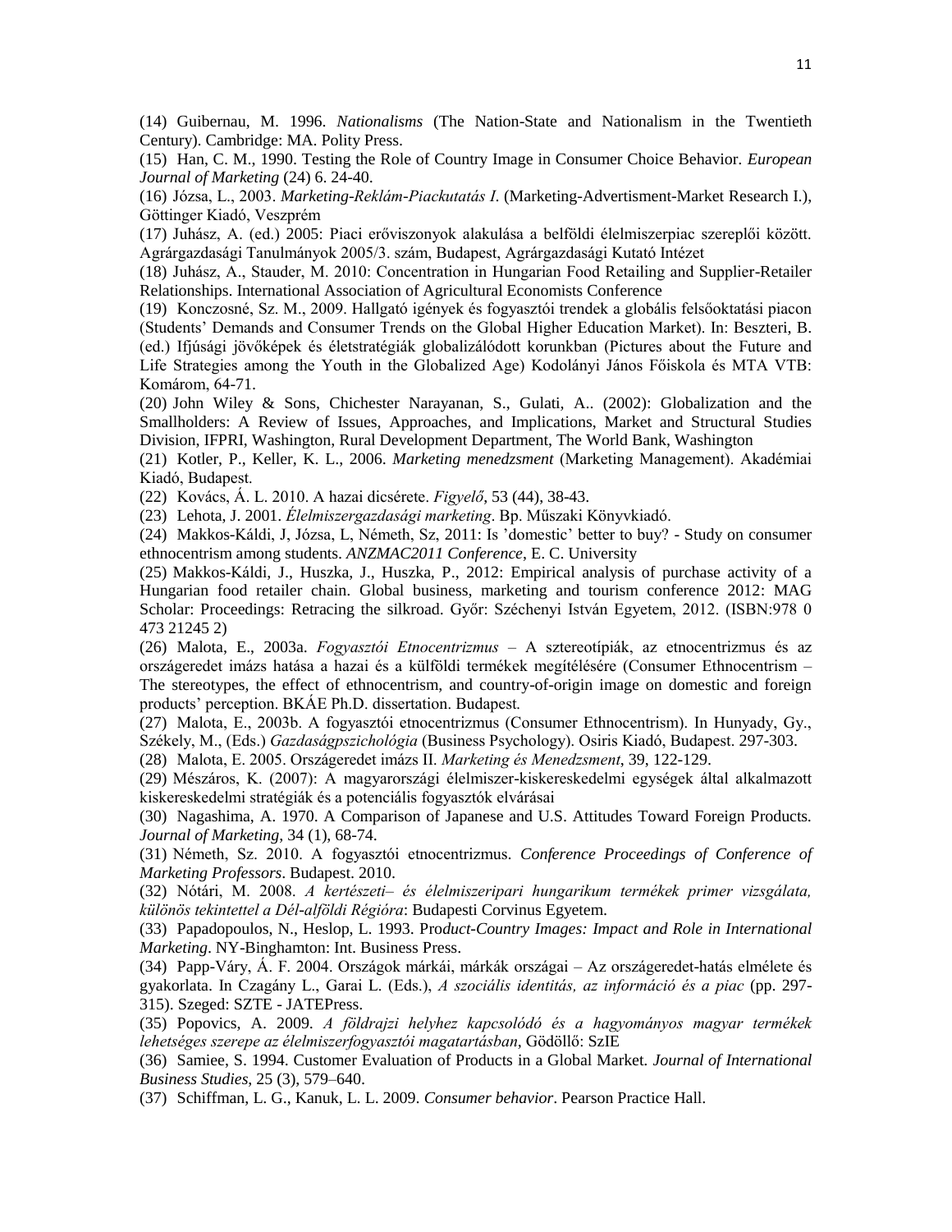(14) Guibernau, M. 1996. *Nationalisms* (The Nation-State and Nationalism in the Twentieth Century). Cambridge: MA. Polity Press.

(15) Han, C. M., 1990. Testing the Role of Country Image in Consumer Choice Behavior. *European Journal of Marketing* (24) 6. 24-40.

(16) Józsa, L., 2003. *Marketing-Reklám-Piackutatás I.* (Marketing-Advertisment-Market Research I.), Göttinger Kiadó, Veszprém

(17) Juhász, A. (ed.) 2005: Piaci erőviszonyok alakulása a belföldi élelmiszerpiac szereplői között. Agrárgazdasági Tanulmányok 2005/3. szám, Budapest, Agrárgazdasági Kutató Intézet

(18) Juhász, A., Stauder, M. 2010: Concentration in Hungarian Food Retailing and Supplier-Retailer Relationships. International Association of Agricultural Economists Conference

(19) Konczosné, Sz. M., 2009. Hallgató igények és fogyasztói trendek a globális felsőoktatási piacon (Students' Demands and Consumer Trends on the Global Higher Education Market). In: Beszteri, B. (ed.) Ifjúsági jövőképek és életstratégiák globalizálódott korunkban (Pictures about the Future and Life Strategies among the Youth in the Globalized Age) Kodolányi János Főiskola és MTA VTB: Komárom, 64-71.

(20) John Wiley & Sons, Chichester Narayanan, S., Gulati, A.. (2002): Globalization and the Smallholders: A Review of Issues, Approaches, and Implications, Market and Structural Studies Division, IFPRI, Washington, Rural Development Department, The World Bank, Washington

(21) Kotler, P., Keller, K. L., 2006. *Marketing menedzsment* (Marketing Management). Akadémiai Kiadó, Budapest.

(22) Kovács, Á. L. 2010. A hazai dicsérete. *Figyelő*, 53 (44), 38-43.

(23) Lehota, J. 2001. *Élelmiszergazdasági marketing*. Bp. Műszaki Könyvkiadó.

(24) Makkos-Káldi, J, Józsa, L, Németh, Sz, 2011: Is 'domestic' better to buy? - Study on consumer ethnocentrism among students. *ANZMAC2011 Conference*, E. C. University

(25) Makkos-Káldi, J., Huszka, J., Huszka, P., 2012: Empirical analysis of purchase activity of a Hungarian food retailer chain. Global business, marketing and tourism conference 2012: MAG Scholar: Proceedings: Retracing the silkroad. Győr: Széchenyi István Egyetem, 2012. (ISBN:978 0 473 21245 2)

(26) Malota, E., 2003a. *Fogyasztói Etnocentrizmus* – A sztereotípiák, az etnocentrizmus és az országeredet imázs hatása a hazai és a külföldi termékek megítélésére (Consumer Ethnocentrism – The stereotypes, the effect of ethnocentrism, and country-of-origin image on domestic and foreign products' perception. BKÁE Ph.D. dissertation. Budapest.

(27) Malota, E., 2003b. A fogyasztói etnocentrizmus (Consumer Ethnocentrism). In Hunyady, Gy., Székely, M., (Eds.) *Gazdaságpszichológia* (Business Psychology). Osiris Kiadó, Budapest. 297-303.

(28) Malota, E. 2005. Országeredet imázs II. *Marketing és Menedzsment*, 39, 122-129.

(29) Mészáros, K. (2007): A magyarországi élelmiszer-kiskereskedelmi egységek által alkalmazott kiskereskedelmi stratégiák és a potenciális fogyasztók elvárásai

(30) Nagashima, A. 1970. A Comparison of Japanese and U.S. Attitudes Toward Foreign Products. *Journal of Marketing*, 34 (1), 68-74.

(31) Németh, Sz. 2010. A fogyasztói etnocentrizmus. *Conference Proceedings of Conference of Marketing Professors*. Budapest. 2010.

(32) Nótári, M. 2008. *A kertészeti– és élelmiszeripari hungarikum termékek primer vizsgálata, különös tekintettel a Dél-alföldi Régióra*: Budapesti Corvinus Egyetem.

(33) Papadopoulos, N., Heslop, L. 1993. Pro*duct-Country Images: Impact and Role in International Marketing*. NY-Binghamton: Int. Business Press.

(34) Papp-Váry, Á. F. 2004. Országok márkái, márkák országai – Az országeredet-hatás elmélete és gyakorlata. In Czagány L., Garai L. (Eds.), *A szociális identitás, az információ és a piac* (pp. 297-315). Szeged: SZTE - JATEPress.

(35) Popovics, A. 2009. *A földrajzi helyhez kapcsolódó és a hagyományos magyar termékek lehetséges szerepe az élelmiszerfogyasztói magatartásban*, Gödöllő: SzIE

(36) Samiee, S. 1994. Customer Evaluation of Products in a Global Market. *Journal of International Business Studies*, 25 (3), 579–640.

(37) Schiffman, L. G., Kanuk, L. L. 2009. *Consumer behavior*. Pearson Practice Hall.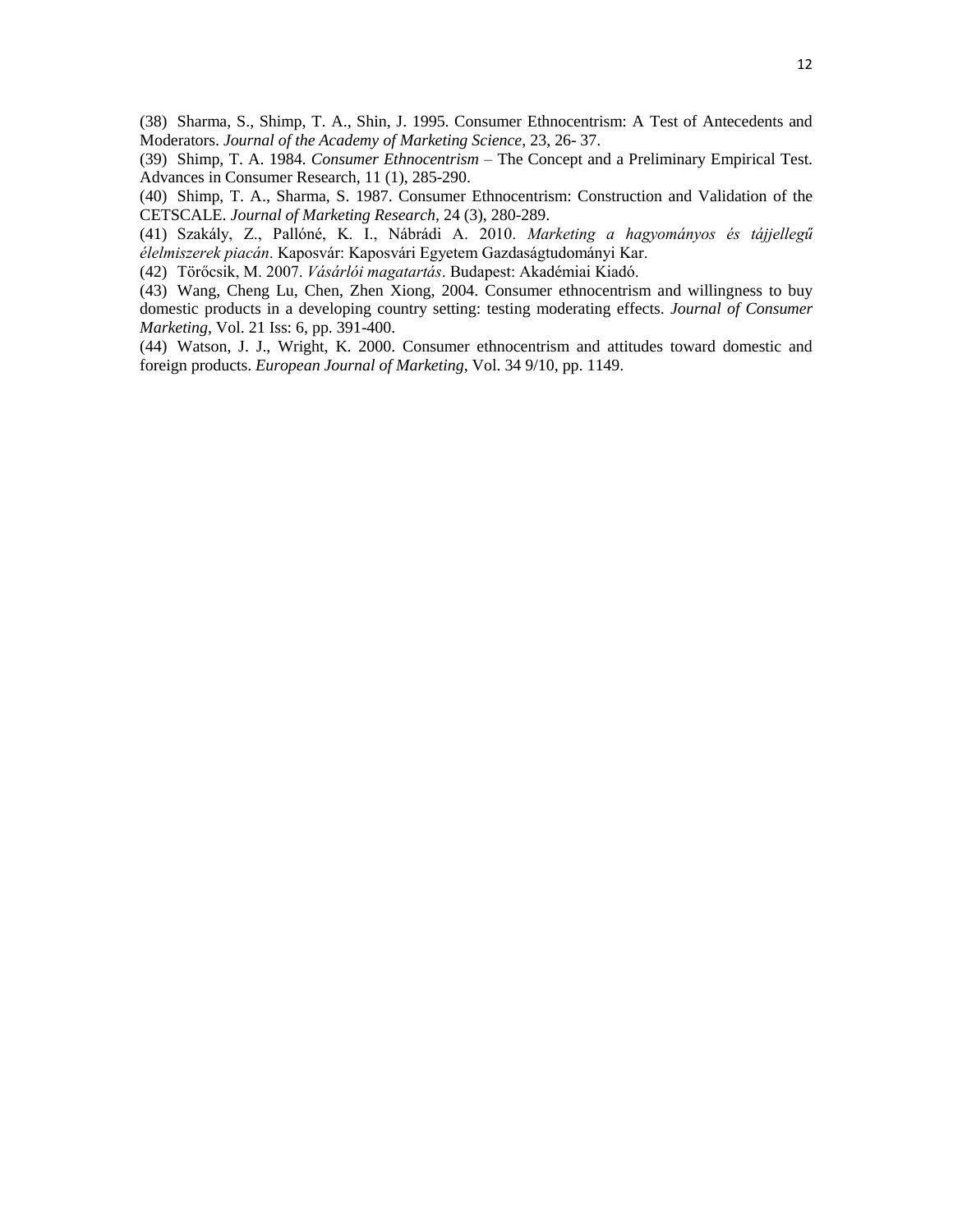(38) Sharma, S., Shimp, T. A., Shin, J. 1995. Consumer Ethnocentrism: A Test of Antecedents and Moderators. *Journal of the Academy of Marketing Science*, 23, 26- 37.

(39) Shimp, T. A. 1984. *Consumer Ethnocentrism* – The Concept and a Preliminary Empirical Test. Advances in Consumer Research, 11 (1), 285-290.

(40) Shimp, T. A., Sharma, S. 1987. Consumer Ethnocentrism: Construction and Validation of the CETSCALE. *Journal of Marketing Research*, 24 (3), 280-289.

(41) Szakály, Z., Pallóné, K. I., Nábrádi A. 2010. *Marketing a hagyományos és tájjellegű élelmiszerek piacán*. Kaposvár: Kaposvári Egyetem Gazdaságtudományi Kar.

(42) Törőcsik, M. 2007. *Vásárlói magatartás*. Budapest: Akadémiai Kiadó.

(43) Wang, Cheng Lu, Chen, Zhen Xiong, 2004. Consumer ethnocentrism and willingness to buy domestic products in a developing country setting: testing moderating effects. *Journal of Consumer Marketing*, Vol. 21 Iss: 6, pp. 391-400.

(44) Watson, J. J., Wright, K. 2000. Consumer ethnocentrism and attitudes toward domestic and foreign products. *European Journal of Marketing*, Vol. 34 9/10, pp. 1149.